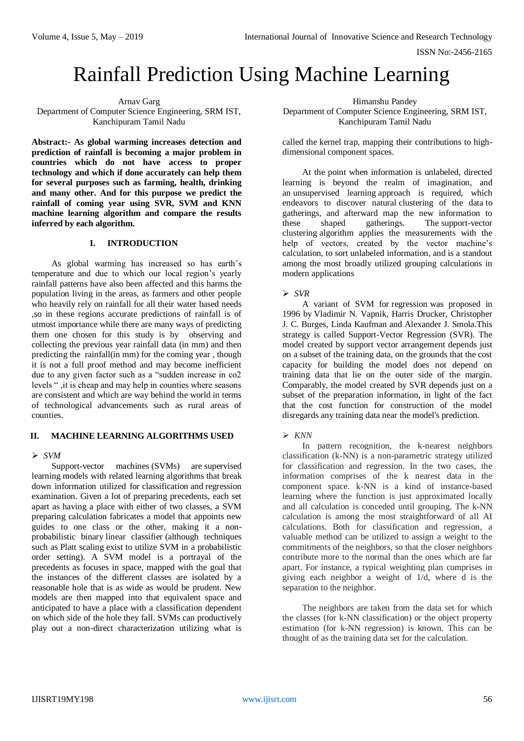# Rainfall Prediction Using Machine Learning

Arnav Garg
Department of Computer Science Engineering, SRM IST, Kanchipuram Tamil Nadu

Himanshu Pandey
Department of Computer Science Engineering, SRM IST, Kanchipuram Tamil Nadu

**Abstract:- As global warming increases detection and prediction of rainfall is becoming a major problem in countries which do not have access to proper technology and which if done accurately can help them for several purposes such as farming, health, drinking and many other. And for this purpose we predict the rainfall of coming year using SVR, SVM and KNN machine learning algorithm and compare the results inferred by each algorithm.**

## I. INTRODUCTION

As global warming has increased so has earth's temperature and due to which our local region's yearly rainfall patterns have also been affected and this harms the population living in the areas, as farmers and other people who heavily rely on rainfall for all their water based needs ,so in these regions accurate predictions of rainfall is of utmost importance while there are many ways of predicting them one chosen for this study is by observing and collecting the previous year rainfall data (in mm) and then predicting the rainfall(in mm) for the coming year , though it is not a full proof method and may become inefficient due to any given factor such as a "sudden increase in co2 levels " ,it is cheap and may help in counties where seasons are consistent and which are way behind the world in terms of technological advancements such as rural areas of counties.

## II. MACHINE LEARNING ALGORITHMS USED

- *SVM*

Support-vector machines (SVMs) are supervised learning models with related learning algorithms that break down information utilized for classification and regression examination. Given a lot of preparing precedents, each set apart as having a place with either of two classes, a SVM preparing calculation fabricates a model that appoints new guides to one class or the other, making it a non-probabilistic binary linear classifier (although techniques such as Platt scaling exist to utilize SVM in a probabilistic order setting). A SVM model is a portrayal of the precedents as focuses in space, mapped with the goal that the instances of the different classes are isolated by a reasonable hole that is as wide as would be prudent. New models are then mapped into that equivalent space and anticipated to have a place with a classification dependent on which side of the hole they fall. SVMs can productively play out a non-direct characterization utilizing what is called the kernel trap, mapping their contributions to high-dimensional component spaces.

At the point when information is unlabeled, directed learning is beyond the realm of imagination, and an unsupervised learning approach is required, which endeavors to discover natural clustering of the data to gatherings, and afterward map the new information to these shaped gatherings. The support-vector clustering algorithm applies the measurements with the help of vectors, created by the vector machine's calculation, to sort unlabeled information, and is a standout among the most broadly utilized grouping calculations in modern applications

- *SVR*

A variant of SVM for regression was proposed in 1996 by Vladimir N. Vapnik, Harris Drucker, Christopher J. C. Burges, Linda Kaufman and Alexander J. Smola.This strategy is called Support-Vector Regression (SVR). The model created by support vector arrangement depends just on a subset of the training data, on the grounds that the cost capacity for building the model does not depend on training data that lie on the outer side of the margin. Comparably, the model created by SVR depends just on a subset of the preparation information, in light of the fact that the cost function for construction of the model disregards any training data near the model's prediction.

- *KNN*

In pattern recognition, the k-nearest neighbors classification (k-NN) is a non-parametric strategy utilized for classification and regression. In the two cases, the information comprises of the k nearest data in the component space. k-NN is a kind of instance-based learning where the function is just approximated locally and all calculation is conceded until grouping. The k-NN calculation is among the most straightforward of all AI calculations. Both for classification and regression, a valuable method can be utilized to assign a weight to the commitments of the neighbors, so that the closer neighbors contribute more to the normal than the ones which are far apart. For instance, a typical weighting plan comprises in giving each neighbor a weight of 1/d, where d is the separation to the neighbor.

The neighbors are taken from the data set for which the classes (for k-NN classification) or the object property estimation (for k-NN regression) is known. This can be thought of as the training data set for the calculation.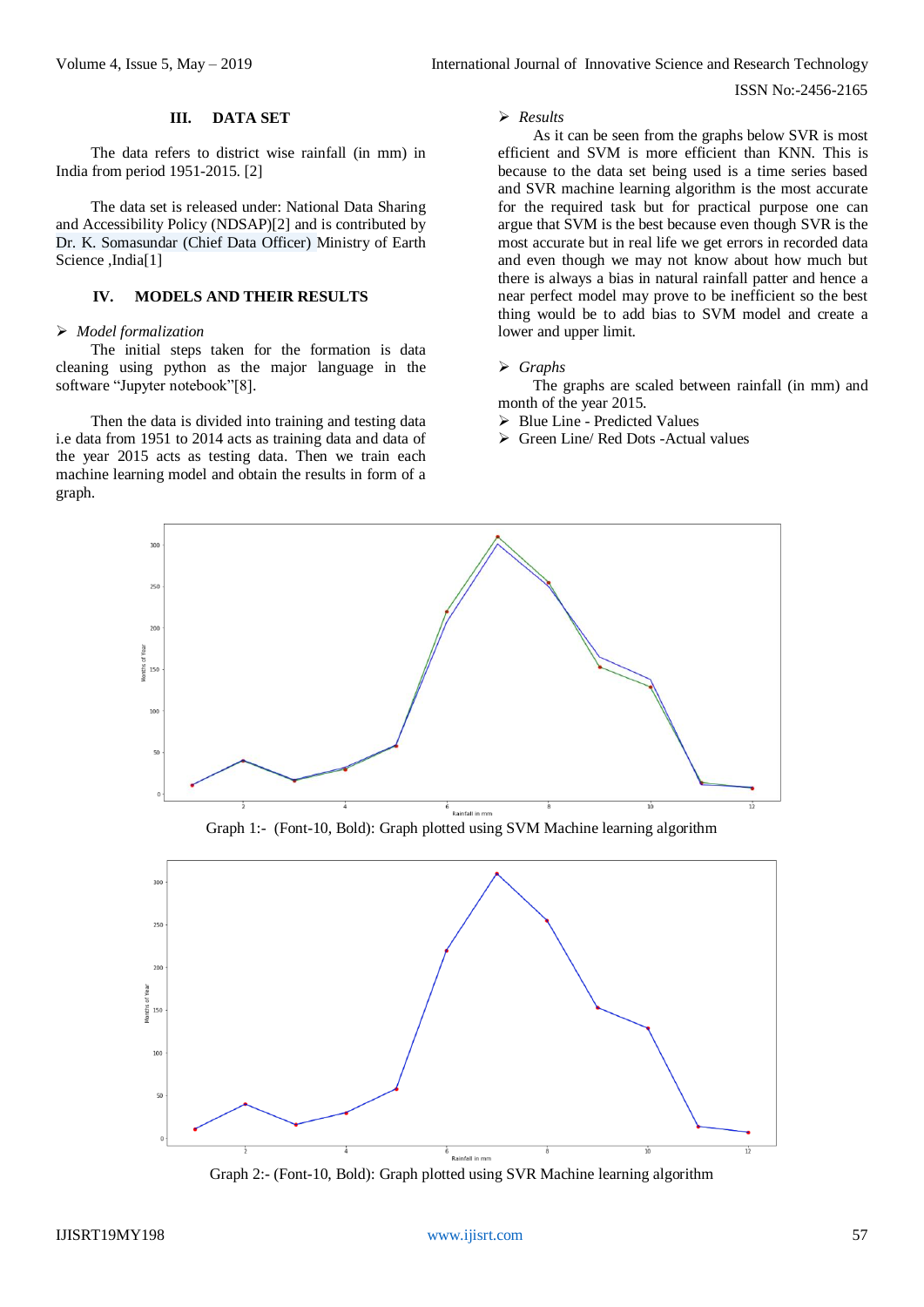## III. DATA SET

The data refers to district wise rainfall (in mm) in India from period 1951-2015. [2]

The data set is released under: National Data Sharing and Accessibility Policy (NDSAP)[2] and is contributed by Dr. K. Somasundar (Chief Data Officer) Ministry of Earth Science ,India[1]

## IV. MODELS AND THEIR RESULTS

➢ *Model formalization*

The initial steps taken for the formation is data cleaning using python as the major language in the software "Jupyter notebook"[8].

Then the data is divided into training and testing data i.e data from 1951 to 2014 acts as training data and data of the year 2015 acts as testing data. Then we train each machine learning model and obtain the results in form of a graph.

➢ *Results*

As it can be seen from the graphs below SVR is most efficient and SVM is more efficient than KNN. This is because to the data set being used is a time series based and SVR machine learning algorithm is the most accurate for the required task but for practical purpose one can argue that SVM is the best because even though SVR is the most accurate but in real life we get errors in recorded data and even though we may not know about how much but there is always a bias in natural rainfall patter and hence a near perfect model may prove to be inefficient so the best thing would be to add bias to SVM model and create a lower and upper limit.

➢ *Graphs*

The graphs are scaled between rainfall (in mm) and month of the year 2015.

➢ Blue Line - Predicted Values
➢ Green Line/ Red Dots -Actual values

Graph 1:- (Font-10, Bold): Graph plotted using SVM Machine learning algorithm

Graph 2:- (Font-10, Bold): Graph plotted using SVR Machine learning algorithm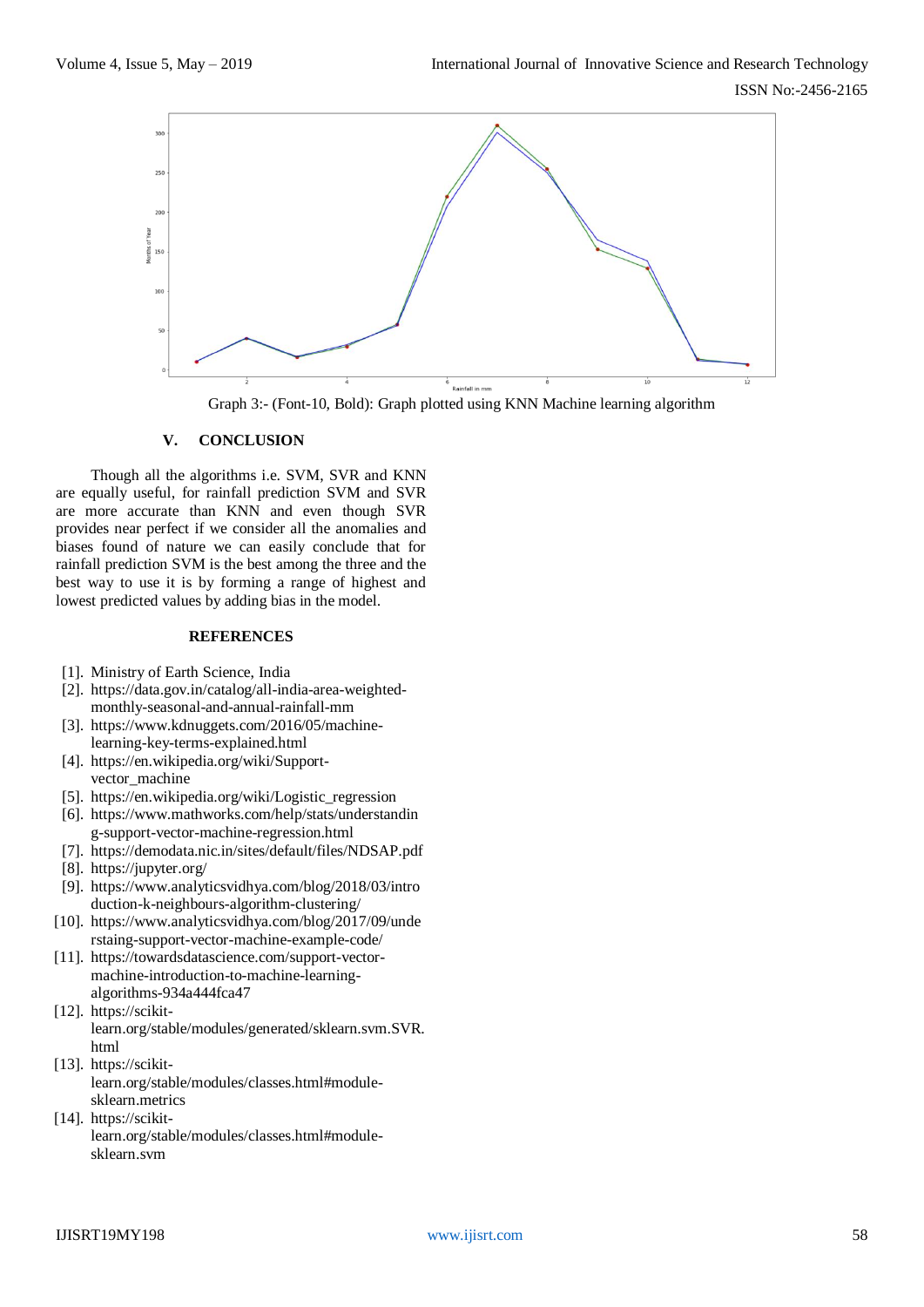300

250

200

150

100

50

0

2

4

6

8

10

12

Months of Year

Rainfall in mm

Graph 3:- (Font-10, Bold): Graph plotted using KNN Machine learning algorithm

## V. CONCLUSION

Though all the algorithms i.e. SVM, SVR and KNN are equally useful, for rainfall prediction SVM and SVR are more accurate than KNN and even though SVR provides near perfect if we consider all the anomalies and biases found of nature we can easily conclude that for rainfall prediction SVM is the best among the three and the best way to use it is by forming a range of highest and lowest predicted values by adding bias in the model.

## REFERENCES

[1]. Ministry of Earth Science, India

[2]. https://data.gov.in/catalog/all-india-area-weighted-monthly-seasonal-and-annual-rainfall-mm

[3]. https://www.kdnuggets.com/2016/05/machine-learning-key-terms-explained.html

[4]. https://en.wikipedia.org/wiki/Support-vector_machine

[5]. https://en.wikipedia.org/wiki/Logistic_regression

[6]. https://www.mathworks.com/help/stats/understanding-support-vector-machine-regression.html

[7]. https://demodata.nic.in/sites/default/files/NDSAP.pdf

[8]. https://jupyter.org/

[9]. https://www.analyticsvidhya.com/blog/2018/03/introduction-k-neighbours-algorithm-clustering/

[10]. https://www.analyticsvidhya.com/blog/2017/09/understaing-support-vector-machine-example-code/

[11]. https://towardsdatascience.com/support-vector-machine-introduction-to-machine-learning-algorithms-934a444fca47

[12]. https://scikit-learn.org/stable/modules/generated/sklearn.svm.SVR.html

[13]. https://scikit-learn.org/stable/modules/classes.html#module-sklearn.metrics

[14]. https://scikit-learn.org/stable/modules/classes.html#module-sklearn.svm